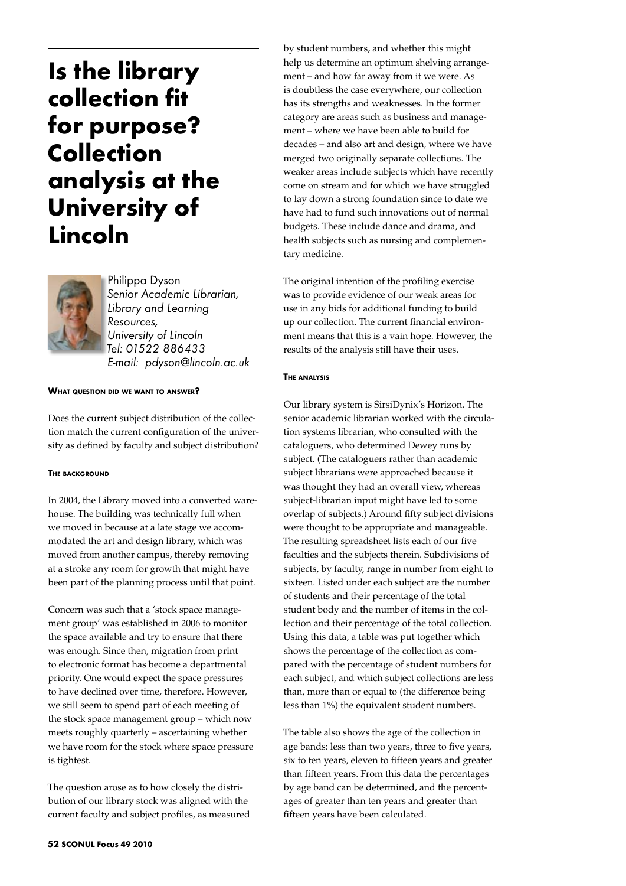# Is the library collection fit for purpose? Collection analysis at the University of Lincoln

Philippa Dyson
*Senior Academic Librarian, Library and Learning Resources, University of Lincoln*
*Tel: 01522 886433*
*E-mail: pdyson@lincoln.ac.uk*

### What question did we want to answer?

Does the current subject distribution of the collection match the current configuration of the university as defined by faculty and subject distribution?

### The background

In 2004, the Library moved into a converted warehouse. The building was technically full when we moved in because at a late stage we accommodated the art and design library, which was moved from another campus, thereby removing at a stroke any room for growth that might have been part of the planning process until that point.

Concern was such that a 'stock space management group' was established in 2006 to monitor the space available and try to ensure that there was enough. Since then, migration from print to electronic format has become a departmental priority. One would expect the space pressures to have declined over time, therefore. However, we still seem to spend part of each meeting of the stock space management group – which now meets roughly quarterly – ascertaining whether we have room for the stock where space pressure is tightest.

The question arose as to how closely the distribution of our library stock was aligned with the current faculty and subject profiles, as measured by student numbers, and whether this might help us determine an optimum shelving arrangement – and how far away from it we were. As is doubtless the case everywhere, our collection has its strengths and weaknesses. In the former category are areas such as business and management – where we have been able to build for decades – and also art and design, where we have merged two originally separate collections. The weaker areas include subjects which have recently come on stream and for which we have struggled to lay down a strong foundation since to date we have had to fund such innovations out of normal budgets. These include dance and drama, and health subjects such as nursing and complementary medicine.

The original intention of the profiling exercise was to provide evidence of our weak areas for use in any bids for additional funding to build up our collection. The current financial environment means that this is a vain hope. However, the results of the analysis still have their uses.

### The analysis

Our library system is SirsiDynix's Horizon. The senior academic librarian worked with the circulation systems librarian, who consulted with the cataloguers, who determined Dewey runs by subject. (The cataloguers rather than academic subject librarians were approached because it was thought they had an overall view, whereas subject-librarian input might have led to some overlap of subjects.) Around fifty subject divisions were thought to be appropriate and manageable. The resulting spreadsheet lists each of our five faculties and the subjects therein. Subdivisions of subjects, by faculty, range in number from eight to sixteen. Listed under each subject are the number of students and their percentage of the total student body and the number of items in the collection and their percentage of the total collection. Using this data, a table was put together which shows the percentage of the collection as compared with the percentage of student numbers for each subject, and which subject collections are less than, more than or equal to (the difference being less than 1%) the equivalent student numbers.

The table also shows the age of the collection in age bands: less than two years, three to five years, six to ten years, eleven to fifteen years and greater than fifteen years. From this data the percentages by age band can be determined, and the percentages of greater than ten years and greater than fifteen years have been calculated.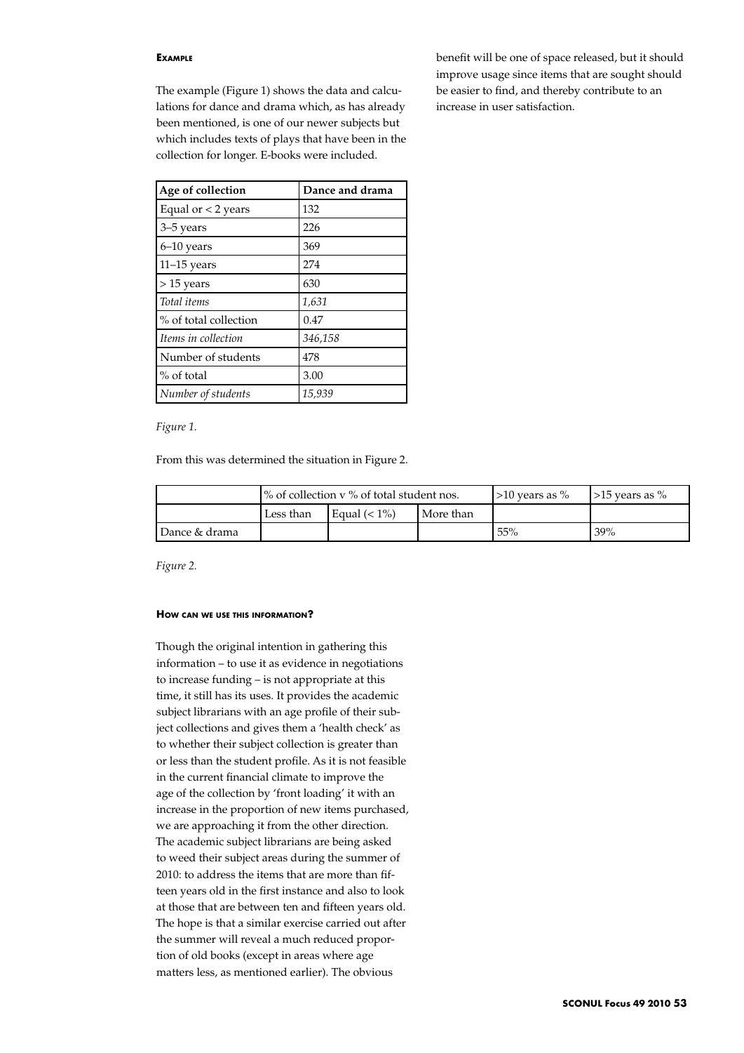#### Example

The example (Figure 1) shows the data and calculations for dance and drama which, as has already been mentioned, is one of our newer subjects but which includes texts of plays that have been in the collection for longer. E-books were included.

| Age of collection | Dance and drama |
|---|---|
| Equal or < 2 years | 132 |
| 3–5 years | 226 |
| 6–10 years | 369 |
| 11–15 years | 274 |
| > 15 years | 630 |
| *Total items* | *1,631* |
| % of total collection | 0.47 |
| *Items in collection* | *346,158* |
| Number of students | 478 |
| % of total | 3.00 |
| *Number of students* | *15,939* |

*Figure 1.*

From this was determined the situation in Figure 2.

| | % of collection v % of total student nos. | | | >10 years as % | >15 years as % |
|---|---|---|---|---|---|
| | Less than | Equal (< 1%) | More than | | |
| Dance & drama | | | | 55% | 39% |

*Figure 2.*

#### How can we use this information?

Though the original intention in gathering this information – to use it as evidence in negotiations to increase funding – is not appropriate at this time, it still has its uses. It provides the academic subject librarians with an age profile of their subject collections and gives them a 'health check' as to whether their subject collection is greater than or less than the student profile. As it is not feasible in the current financial climate to improve the age of the collection by 'front loading' it with an increase in the proportion of new items purchased, we are approaching it from the other direction. The academic subject librarians are being asked to weed their subject areas during the summer of 2010: to address the items that are more than fifteen years old in the first instance and also to look at those that are between ten and fifteen years old. The hope is that a similar exercise carried out after the summer will reveal a much reduced proportion of old books (except in areas where age matters less, as mentioned earlier). The obvious benefit will be one of space released, but it should improve usage since items that are sought should be easier to find, and thereby contribute to an increase in user satisfaction.